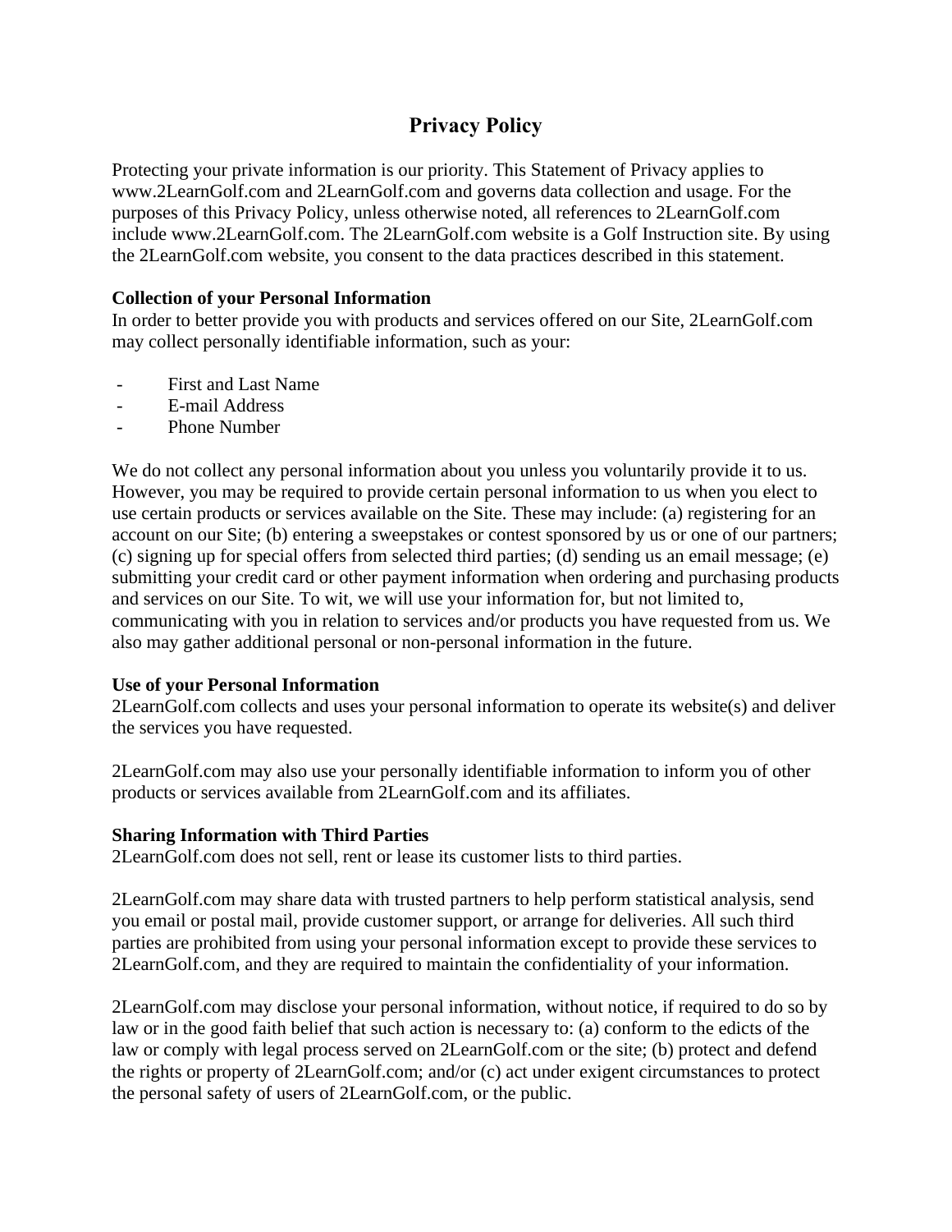# Privacy Policy

Protecting your private information is our priority. This Statement of Privacy applies to www.2LearnGolf.com and 2LearnGolf.com and governs data collection and usage. For the purposes of this Privacy Policy, unless otherwise noted, all references to 2LearnGolf.com include www.2LearnGolf.com. The 2LearnGolf.com website is a Golf Instruction site. By using the 2LearnGolf.com website, you consent to the data practices described in this statement.

**Collection of your Personal Information**

In order to better provide you with products and services offered on our Site, 2LearnGolf.com may collect personally identifiable information, such as your:

- First and Last Name
- E-mail Address
- Phone Number

We do not collect any personal information about you unless you voluntarily provide it to us. However, you may be required to provide certain personal information to us when you elect to use certain products or services available on the Site. These may include: (a) registering for an account on our Site; (b) entering a sweepstakes or contest sponsored by us or one of our partners; (c) signing up for special offers from selected third parties; (d) sending us an email message; (e) submitting your credit card or other payment information when ordering and purchasing products and services on our Site. To wit, we will use your information for, but not limited to, communicating with you in relation to services and/or products you have requested from us. We also may gather additional personal or non-personal information in the future.

**Use of your Personal Information**

2LearnGolf.com collects and uses your personal information to operate its website(s) and deliver the services you have requested.

2LearnGolf.com may also use your personally identifiable information to inform you of other products or services available from 2LearnGolf.com and its affiliates.

**Sharing Information with Third Parties**

2LearnGolf.com does not sell, rent or lease its customer lists to third parties.

2LearnGolf.com may share data with trusted partners to help perform statistical analysis, send you email or postal mail, provide customer support, or arrange for deliveries. All such third parties are prohibited from using your personal information except to provide these services to 2LearnGolf.com, and they are required to maintain the confidentiality of your information.

2LearnGolf.com may disclose your personal information, without notice, if required to do so by law or in the good faith belief that such action is necessary to: (a) conform to the edicts of the law or comply with legal process served on 2LearnGolf.com or the site; (b) protect and defend the rights or property of 2LearnGolf.com; and/or (c) act under exigent circumstances to protect the personal safety of users of 2LearnGolf.com, or the public.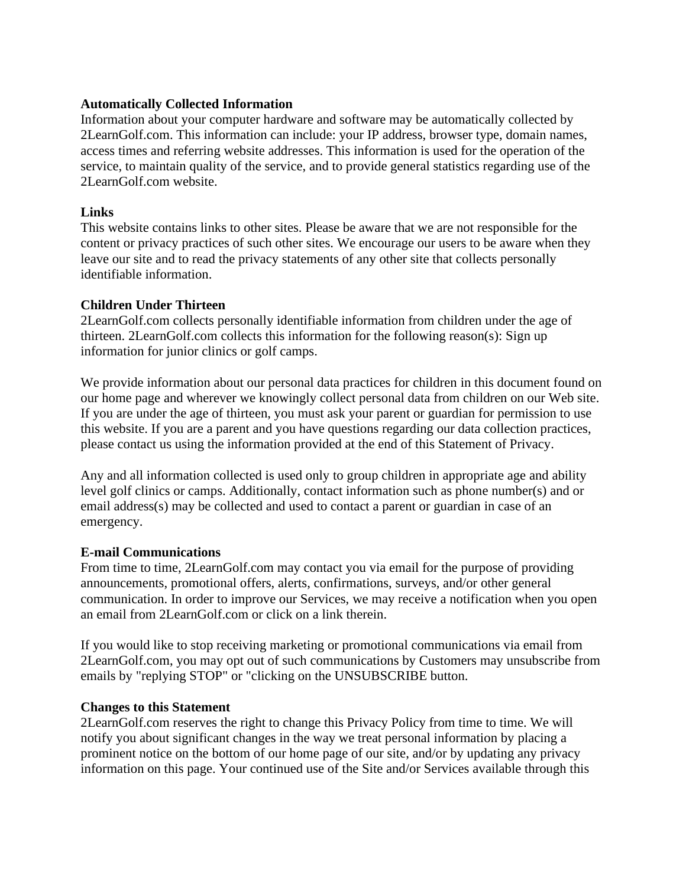**Automatically Collected Information**
Information about your computer hardware and software may be automatically collected by 2LearnGolf.com. This information can include: your IP address, browser type, domain names, access times and referring website addresses. This information is used for the operation of the service, to maintain quality of the service, and to provide general statistics regarding use of the 2LearnGolf.com website.

**Links**
This website contains links to other sites. Please be aware that we are not responsible for the content or privacy practices of such other sites. We encourage our users to be aware when they leave our site and to read the privacy statements of any other site that collects personally identifiable information.

**Children Under Thirteen**
2LearnGolf.com collects personally identifiable information from children under the age of thirteen. 2LearnGolf.com collects this information for the following reason(s): Sign up information for junior clinics or golf camps.

We provide information about our personal data practices for children in this document found on our home page and wherever we knowingly collect personal data from children on our Web site. If you are under the age of thirteen, you must ask your parent or guardian for permission to use this website. If you are a parent and you have questions regarding our data collection practices, please contact us using the information provided at the end of this Statement of Privacy.

Any and all information collected is used only to group children in appropriate age and ability level golf clinics or camps. Additionally, contact information such as phone number(s) and or email address(s) may be collected and used to contact a parent or guardian in case of an emergency.

**E-mail Communications**
From time to time, 2LearnGolf.com may contact you via email for the purpose of providing announcements, promotional offers, alerts, confirmations, surveys, and/or other general communication. In order to improve our Services, we may receive a notification when you open an email from 2LearnGolf.com or click on a link therein.

If you would like to stop receiving marketing or promotional communications via email from 2LearnGolf.com, you may opt out of such communications by Customers may unsubscribe from emails by "replying STOP" or "clicking on the UNSUBSCRIBE button.

**Changes to this Statement**
2LearnGolf.com reserves the right to change this Privacy Policy from time to time. We will notify you about significant changes in the way we treat personal information by placing a prominent notice on the bottom of our home page of our site, and/or by updating any privacy information on this page. Your continued use of the Site and/or Services available through this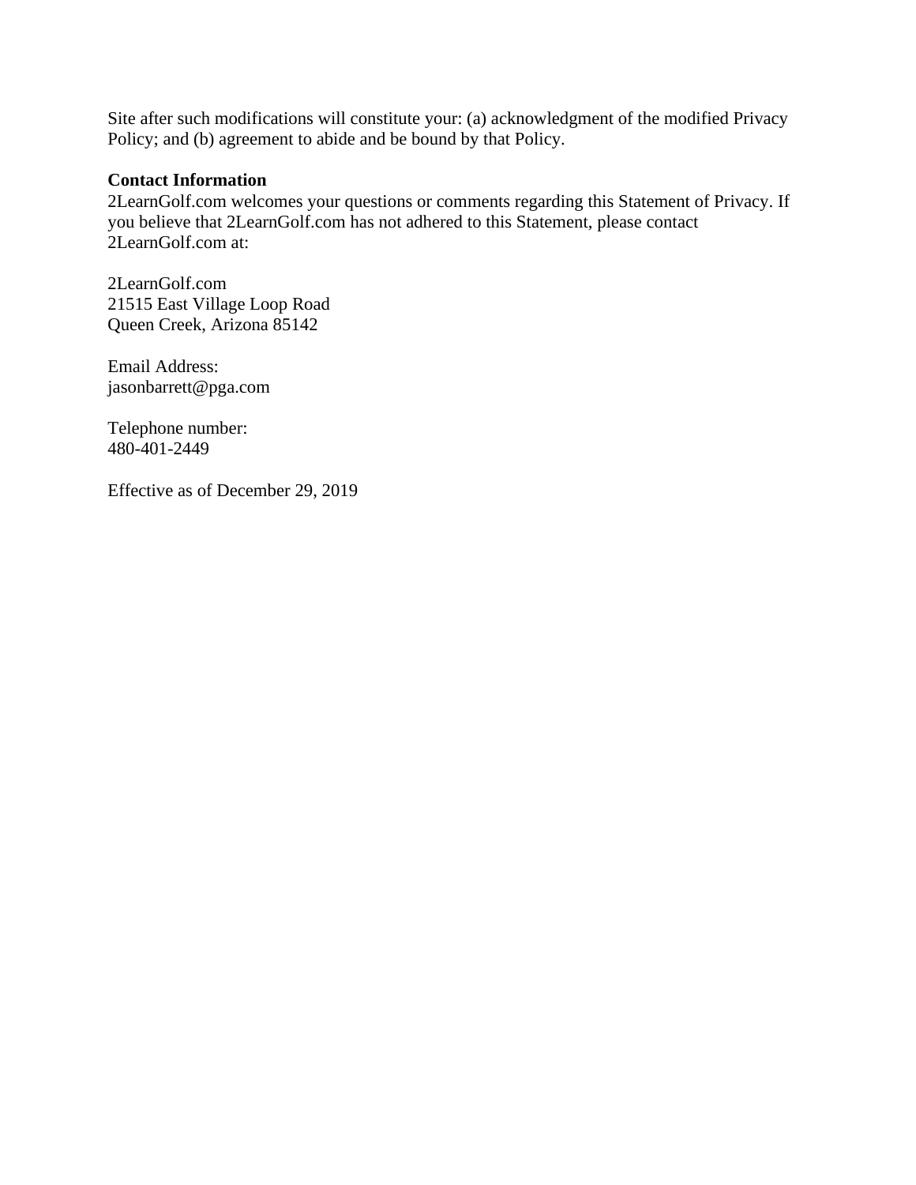Site after such modifications will constitute your: (a) acknowledgment of the modified Privacy Policy; and (b) agreement to abide and be bound by that Policy.

**Contact Information**

2LearnGolf.com welcomes your questions or comments regarding this Statement of Privacy. If you believe that 2LearnGolf.com has not adhered to this Statement, please contact 2LearnGolf.com at:

2LearnGolf.com
21515 East Village Loop Road
Queen Creek, Arizona 85142

Email Address:
jasonbarrett@pga.com

Telephone number:
480-401-2449

Effective as of December 29, 2019